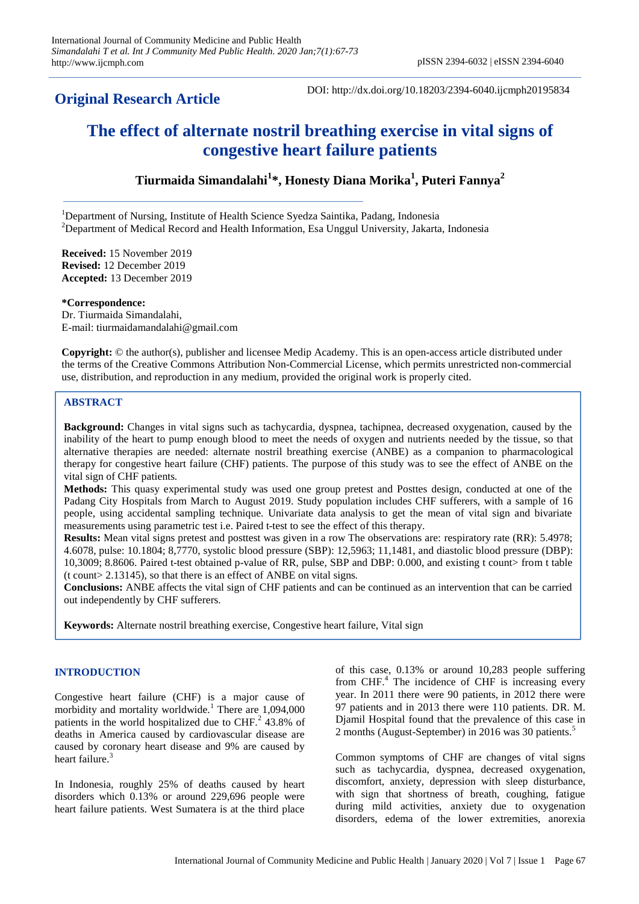**Original Research Article**

DOI: http://dx.doi.org/10.18203/2394-6040.ijcmph20195834

# The effect of alternate nostril breathing exercise in vital signs of congestive heart failure patients

**Tiurmaida Simandalahi[1]*, Honesty Diana Morika[1], Puteri Fannya[2]**

[1]Department of Nursing, Institute of Health Science Syedza Saintika, Padang, Indonesia
[2]Department of Medical Record and Health Information, Esa Unggul University, Jakarta, Indonesia

**Received:** 15 November 2019
**Revised:** 12 December 2019
**Accepted:** 13 December 2019

***Correspondence:**
Dr. Tiurmaida Simandalahi,
E-mail: tiurmaidamandalahi@gmail.com

**Copyright:** © the author(s), publisher and licensee Medip Academy. This is an open-access article distributed under the terms of the Creative Commons Attribution Non-Commercial License, which permits unrestricted non-commercial use, distribution, and reproduction in any medium, provided the original work is properly cited.

## ABSTRACT

**Background:** Changes in vital signs such as tachycardia, dyspnea, tachipnea, decreased oxygenation, caused by the inability of the heart to pump enough blood to meet the needs of oxygen and nutrients needed by the tissue, so that alternative therapies are needed: alternate nostril breathing exercise (ANBE) as a companion to pharmacological therapy for congestive heart failure (CHF) patients. The purpose of this study was to see the effect of ANBE on the vital sign of CHF patients.

**Methods:** This quasy experimental study was used one group pretest and Posttes design, conducted at one of the Padang City Hospitals from March to August 2019. Study population includes CHF sufferers, with a sample of 16 people, using accidental sampling technique. Univariate data analysis to get the mean of vital sign and bivariate measurements using parametric test i.e. Paired t-test to see the effect of this therapy.

**Results:** Mean vital signs pretest and posttest was given in a row The observations are: respiratory rate (RR): 5.4978; 4.6078, pulse: 10.1804; 8,7770, systolic blood pressure (SBP): 12,5963; 11,1481, and diastolic blood pressure (DBP): 10,3009; 8.8606. Paired t-test obtained p-value of RR, pulse, SBP and DBP: 0.000, and existing t count> from t table (t count> 2.13145), so that there is an effect of ANBE on vital signs.

**Conclusions:** ANBE affects the vital sign of CHF patients and can be continued as an intervention that can be carried out independently by CHF sufferers.

**Keywords:** Alternate nostril breathing exercise, Congestive heart failure, Vital sign

## INTRODUCTION

Congestive heart failure (CHF) is a major cause of morbidity and mortality worldwide.[1] There are 1,094,000 patients in the world hospitalized due to CHF.[2] 43.8% of deaths in America caused by cardiovascular disease are caused by coronary heart disease and 9% are caused by heart failure.[3]

In Indonesia, roughly 25% of deaths caused by heart disorders which 0.13% or around 229,696 people were heart failure patients. West Sumatera is at the third place of this case, 0.13% or around 10,283 people suffering from CHF.[4] The incidence of CHF is increasing every year. In 2011 there were 90 patients, in 2012 there were 97 patients and in 2013 there were 110 patients. DR. M. Djamil Hospital found that the prevalence of this case in 2 months (August-September) in 2016 was 30 patients.[5]

Common symptoms of CHF are changes of vital signs such as tachycardia, dyspnea, decreased oxygenation, discomfort, anxiety, depression with sleep disturbance, with sign that shortness of breath, coughing, fatigue during mild activities, anxiety due to oxygenation disorders, edema of the lower extremities, anorexia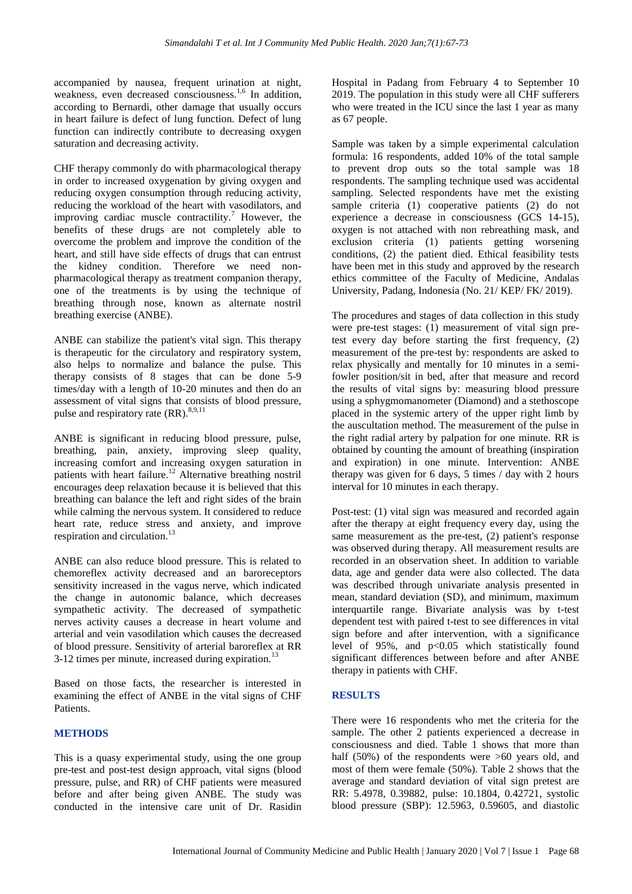accompanied by nausea, frequent urination at night, weakness, even decreased consciousness.[1,6] In addition, according to Bernardi, other damage that usually occurs in heart failure is defect of lung function. Defect of lung function can indirectly contribute to decreasing oxygen saturation and decreasing activity.

CHF therapy commonly do with pharmacological therapy in order to increased oxygenation by giving oxygen and reducing oxygen consumption through reducing activity, reducing the workload of the heart with vasodilators, and improving cardiac muscle contractility.[7] However, the benefits of these drugs are not completely able to overcome the problem and improve the condition of the heart, and still have side effects of drugs that can entrust the kidney condition. Therefore we need non-pharmacological therapy as treatment companion therapy, one of the treatments is by using the technique of breathing through nose, known as alternate nostril breathing exercise (ANBE).

ANBE can stabilize the patient's vital sign. This therapy is therapeutic for the circulatory and respiratory system, also helps to normalize and balance the pulse. This therapy consists of 8 stages that can be done 5-9 times/day with a length of 10-20 minutes and then do an assessment of vital signs that consists of blood pressure, pulse and respiratory rate (RR).[8,9,11]

ANBE is significant in reducing blood pressure, pulse, breathing, pain, anxiety, improving sleep quality, increasing comfort and increasing oxygen saturation in patients with heart failure.[12] Alternative breathing nostril encourages deep relaxation because it is believed that this breathing can balance the left and right sides of the brain while calming the nervous system. It considered to reduce heart rate, reduce stress and anxiety, and improve respiration and circulation.[13]

ANBE can also reduce blood pressure. This is related to chemoreflex activity decreased and an baroreceptors sensitivity increased in the vagus nerve, which indicated the change in autonomic balance, which decreases sympathetic activity. The decreased of sympathetic nerves activity causes a decrease in heart volume and arterial and vein vasodilation which causes the decreased of blood pressure. Sensitivity of arterial baroreflex at RR 3-12 times per minute, increased during expiration.[13]

Based on those facts, the researcher is interested in examining the effect of ANBE in the vital signs of CHF Patients.

## METHODS

This is a quasy experimental study, using the one group pre-test and post-test design approach, vital signs (blood pressure, pulse, and RR) of CHF patients were measured before and after being given ANBE. The study was conducted in the intensive care unit of Dr. Rasidin Hospital in Padang from February 4 to September 10 2019. The population in this study were all CHF sufferers who were treated in the ICU since the last 1 year as many as 67 people.

Sample was taken by a simple experimental calculation formula: 16 respondents, added 10% of the total sample to prevent drop outs so the total sample was 18 respondents. The sampling technique used was accidental sampling. Selected respondents have met the existing sample criteria (1) cooperative patients (2) do not experience a decrease in consciousness (GCS 14-15), oxygen is not attached with non rebreathing mask, and exclusion criteria (1) patients getting worsening conditions, (2) the patient died. Ethical feasibility tests have been met in this study and approved by the research ethics committee of the Faculty of Medicine, Andalas University, Padang, Indonesia (No. 21/ KEP/ FK/ 2019).

The procedures and stages of data collection in this study were pre-test stages: (1) measurement of vital sign pre-test every day before starting the first frequency, (2) measurement of the pre-test by: respondents are asked to relax physically and mentally for 10 minutes in a semi-fowler position/sit in bed, after that measure and record the results of vital signs by: measuring blood pressure using a sphygmomanometer (Diamond) and a stethoscope placed in the systemic artery of the upper right limb by the auscultation method. The measurement of the pulse in the right radial artery by palpation for one minute. RR is obtained by counting the amount of breathing (inspiration and expiration) in one minute. Intervention: ANBE therapy was given for 6 days, 5 times / day with 2 hours interval for 10 minutes in each therapy.

Post-test: (1) vital sign was measured and recorded again after the therapy at eight frequency every day, using the same measurement as the pre-test, (2) patient's response was observed during therapy. All measurement results are recorded in an observation sheet. In addition to variable data, age and gender data were also collected. The data was described through univariate analysis presented in mean, standard deviation (SD), and minimum, maximum interquartile range. Bivariate analysis was by t-test dependent test with paired t-test to see differences in vital sign before and after intervention, with a significance level of 95%, and $p<0.05$ which statistically found significant differences between before and after ANBE therapy in patients with CHF.

## RESULTS

There were 16 respondents who met the criteria for the sample. The other 2 patients experienced a decrease in consciousness and died. Table 1 shows that more than half (50%) of the respondents were >60 years old, and most of them were female (50%). Table 2 shows that the average and standard deviation of vital sign pretest are RR: 5.4978, 0.39882, pulse: 10.1804, 0.42721, systolic blood pressure (SBP): 12.5963, 0.59605, and diastolic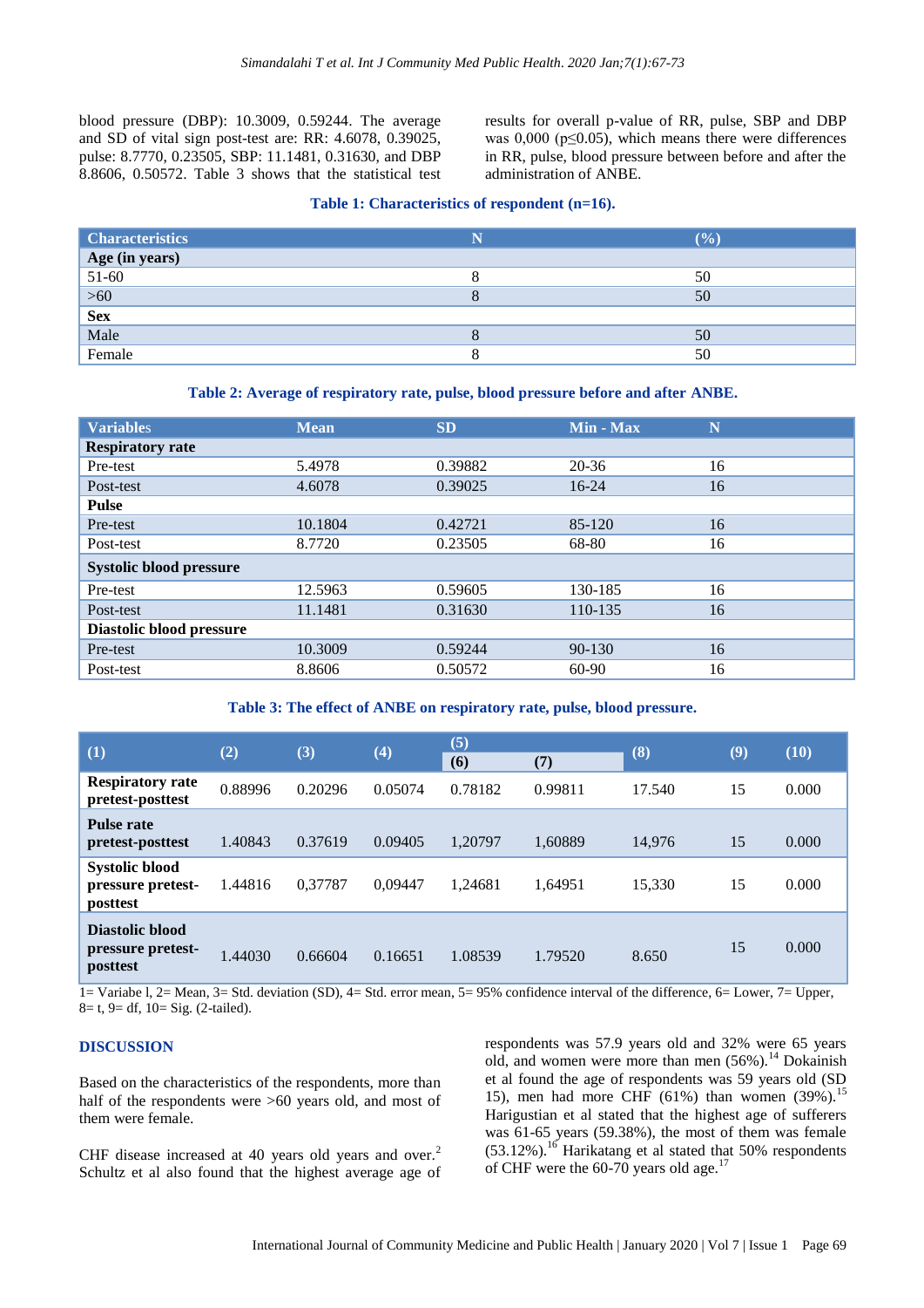blood pressure (DBP): 10.3009, 0.59244. The average and SD of vital sign post-test are: RR: 4.6078, 0.39025, pulse: 8.7770, 0.23505, SBP: 11.1481, 0.31630, and DBP 8.8606, 0.50572. Table 3 shows that the statistical test results for overall p-value of RR, pulse, SBP and DBP was 0,000 (p≤0.05), which means there were differences in RR, pulse, blood pressure between before and after the administration of ANBE.

**Table 1: Characteristics of respondent (n=16).**

| Characteristics | N | (%) |
|---|---|---|
| **Age (in years)** | | |
| 51-60 | 8 | 50 |
| >60 | 8 | 50 |
| **Sex** | | |
| Male | 8 | 50 |
| Female | 8 | 50 |

**Table 2: Average of respiratory rate, pulse, blood pressure before and after ANBE.**

| Variables | Mean | SD | Min - Max | N |
|---|---|---|---|---|
| **Respiratory rate** | | | | |
| Pre-test | 5.4978 | 0.39882 | 20-36 | 16 |
| Post-test | 4.6078 | 0.39025 | 16-24 | 16 |
| **Pulse** | | | | |
| Pre-test | 10.1804 | 0.42721 | 85-120 | 16 |
| Post-test | 8.7720 | 0.23505 | 68-80 | 16 |
| **Systolic blood pressure** | | | | |
| Pre-test | 12.5963 | 0.59605 | 130-185 | 16 |
| Post-test | 11.1481 | 0.31630 | 110-135 | 16 |
| **Diastolic blood pressure** | | | | |
| Pre-test | 10.3009 | 0.59244 | 90-130 | 16 |
| Post-test | 8.8606 | 0.50572 | 60-90 | 16 |

**Table 3: The effect of ANBE on respiratory rate, pulse, blood pressure.**

| (1) | (2) | (3) | (4) | (5) | | (8) | (9) | (10) |
|---|---|---|---|---|---|---|---|---|
| | | | | (6) | (7) | | | |
| **Respiratory rate pretest-posttest** | 0.88996 | 0.20296 | 0.05074 | 0.78182 | 0.99811 | 17.540 | 15 | 0.000 |
| **Pulse rate pretest-posttest** | 1.40843 | 0.37619 | 0.09405 | 1,20797 | 1,60889 | 14,976 | 15 | 0.000 |
| **Systolic blood pressure pretest-posttest** | 1.44816 | 0,37787 | 0,09447 | 1,24681 | 1,64951 | 15,330 | 15 | 0.000 |
| **Diastolic blood pressure pretest-posttest** | 1.44030 | 0.66604 | 0.16651 | 1.08539 | 1.79520 | 8.650 | 15 | 0.000 |

1= Variabe l, 2= Mean, 3= Std. deviation (SD), 4= Std. error mean, 5= 95% confidence interval of the difference, 6= Lower, 7= Upper, 8= t, 9= df, 10= Sig. (2-tailed).

## DISCUSSION

Based on the characteristics of the respondents, more than half of the respondents were >60 years old, and most of them were female.

CHF disease increased at 40 years old years and over.[2] Schultz et al also found that the highest average age of respondents was 57.9 years old and 32% were 65 years old, and women were more than men (56%).[14] Dokainish et al found the age of respondents was 59 years old (SD 15), men had more CHF (61%) than women (39%).[15] Harigustian et al stated that the highest age of sufferers was 61-65 years (59.38%), the most of them was female (53.12%).[16] Harikatang et al stated that 50% respondents of CHF were the 60-70 years old age.[17]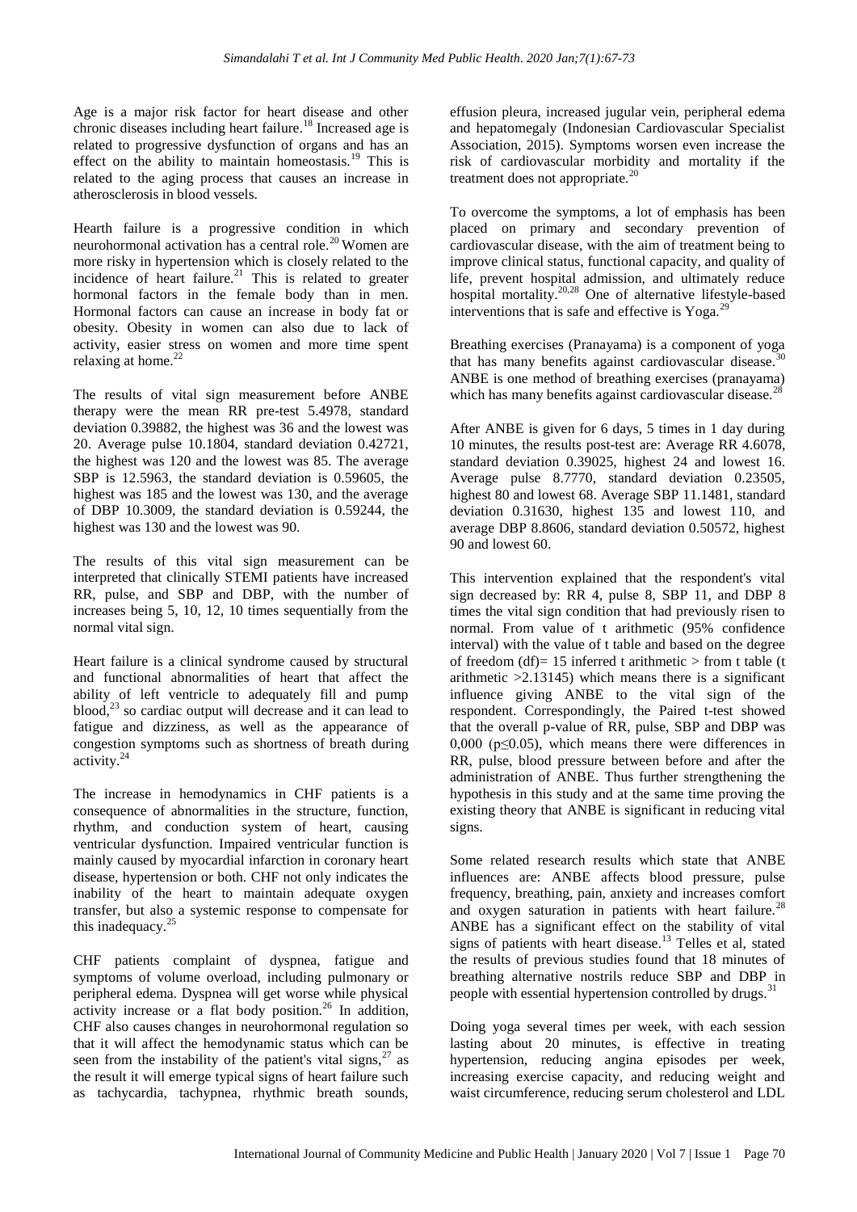Age is a major risk factor for heart disease and other chronic diseases including heart failure.[18] Increased age is related to progressive dysfunction of organs and has an effect on the ability to maintain homeostasis.[19] This is related to the aging process that causes an increase in atherosclerosis in blood vessels.

Hearth failure is a progressive condition in which neurohormonal activation has a central role.[20] Women are more risky in hypertension which is closely related to the incidence of heart failure.[21] This is related to greater hormonal factors in the female body than in men. Hormonal factors can cause an increase in body fat or obesity. Obesity in women can also due to lack of activity, easier stress on women and more time spent relaxing at home.[22]

The results of vital sign measurement before ANBE therapy were the mean RR pre-test 5.4978, standard deviation 0.39882, the highest was 36 and the lowest was 20. Average pulse 10.1804, standard deviation 0.42721, the highest was 120 and the lowest was 85. The average SBP is 12.5963, the standard deviation is 0.59605, the highest was 185 and the lowest was 130, and the average of DBP 10.3009, the standard deviation is 0.59244, the highest was 130 and the lowest was 90.

The results of this vital sign measurement can be interpreted that clinically STEMI patients have increased RR, pulse, and SBP and DBP, with the number of increases being 5, 10, 12, 10 times sequentially from the normal vital sign.

Heart failure is a clinical syndrome caused by structural and functional abnormalities of heart that affect the ability of left ventricle to adequately fill and pump blood,[23] so cardiac output will decrease and it can lead to fatigue and dizziness, as well as the appearance of congestion symptoms such as shortness of breath during activity.[24]

The increase in hemodynamics in CHF patients is a consequence of abnormalities in the structure, function, rhythm, and conduction system of heart, causing ventricular dysfunction. Impaired ventricular function is mainly caused by myocardial infarction in coronary heart disease, hypertension or both. CHF not only indicates the inability of the heart to maintain adequate oxygen transfer, but also a systemic response to compensate for this inadequacy.[25]

CHF patients complaint of dyspnea, fatigue and symptoms of volume overload, including pulmonary or peripheral edema. Dyspnea will get worse while physical activity increase or a flat body position.[26] In addition, CHF also causes changes in neurohormonal regulation so that it will affect the hemodynamic status which can be seen from the instability of the patient's vital signs,[27] as the result it will emerge typical signs of heart failure such as tachycardia, tachypnea, rhythmic breath sounds, effusion pleura, increased jugular vein, peripheral edema and hepatomegaly (Indonesian Cardiovascular Specialist Association, 2015). Symptoms worsen even increase the risk of cardiovascular morbidity and mortality if the treatment does not appropriate.[20]

To overcome the symptoms, a lot of emphasis has been placed on primary and secondary prevention of cardiovascular disease, with the aim of treatment being to improve clinical status, functional capacity, and quality of life, prevent hospital admission, and ultimately reduce hospital mortality.[20,28] One of alternative lifestyle-based interventions that is safe and effective is Yoga.[29]

Breathing exercises (Pranayama) is a component of yoga that has many benefits against cardiovascular disease.[30] ANBE is one method of breathing exercises (pranayama) which has many benefits against cardiovascular disease.[28]

After ANBE is given for 6 days, 5 times in 1 day during 10 minutes, the results post-test are: Average RR 4.6078, standard deviation 0.39025, highest 24 and lowest 16. Average pulse 8.7770, standard deviation 0.23505, highest 80 and lowest 68. Average SBP 11.1481, standard deviation 0.31630, highest 135 and lowest 110, and average DBP 8.8606, standard deviation 0.50572, highest 90 and lowest 60.

This intervention explained that the respondent's vital sign decreased by: RR 4, pulse 8, SBP 11, and DBP 8 times the vital sign condition that had previously risen to normal. From value of t arithmetic (95% confidence interval) with the value of t table and based on the degree of freedom (df)= 15 inferred t arithmetic > from t table (t arithmetic >2.13145) which means there is a significant influence giving ANBE to the vital sign of the respondent. Correspondingly, the Paired t-test showed that the overall p-value of RR, pulse, SBP and DBP was 0,000 ($p \leq 0.05$), which means there were differences in RR, pulse, blood pressure between before and after the administration of ANBE. Thus further strengthening the hypothesis in this study and at the same time proving the existing theory that ANBE is significant in reducing vital signs.

Some related research results which state that ANBE influences are: ANBE affects blood pressure, pulse frequency, breathing, pain, anxiety and increases comfort and oxygen saturation in patients with heart failure.[28] ANBE has a significant effect on the stability of vital signs of patients with heart disease.[13] Telles et al, stated the results of previous studies found that 18 minutes of breathing alternative nostrils reduce SBP and DBP in people with essential hypertension controlled by drugs.[31]

Doing yoga several times per week, with each session lasting about 20 minutes, is effective in treating hypertension, reducing angina episodes per week, increasing exercise capacity, and reducing weight and waist circumference, reducing serum cholesterol and LDL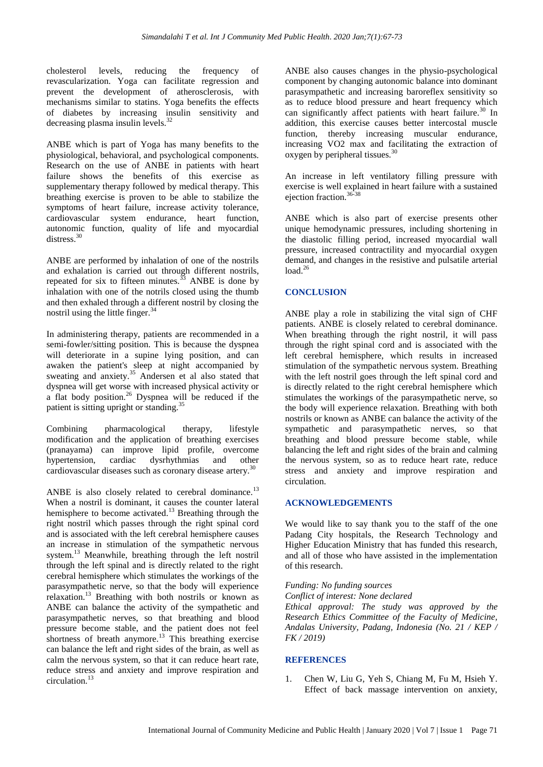cholesterol levels, reducing the frequency of revascularization. Yoga can facilitate regression and prevent the development of atherosclerosis, with mechanisms similar to statins. Yoga benefits the effects of diabetes by increasing insulin sensitivity and decreasing plasma insulin levels.[32]

ANBE which is part of Yoga has many benefits to the physiological, behavioral, and psychological components. Research on the use of ANBE in patients with heart failure shows the benefits of this exercise as supplementary therapy followed by medical therapy. This breathing exercise is proven to be able to stabilize the symptoms of heart failure, increase activity tolerance, cardiovascular system endurance, heart function, autonomic function, quality of life and myocardial distress.[30]

ANBE are performed by inhalation of one of the nostrils and exhalation is carried out through different nostrils, repeated for six to fifteen minutes.[33] ANBE is done by inhalation with one of the notrils closed using the thumb and then exhaled through a different nostril by closing the nostril using the little finger.[34]

In administering therapy, patients are recommended in a semi-fowler/sitting position. This is because the dyspnea will deteriorate in a supine lying position, and can awaken the patient's sleep at night accompanied by sweating and anxiety.[35] Andersen et al also stated that dyspnea will get worse with increased physical activity or a flat body position.[26] Dyspnea will be reduced if the patient is sitting upright or standing.[35]

Combining pharmacological therapy, lifestyle modification and the application of breathing exercises (pranayama) can improve lipid profile, overcome hypertension, cardiac dysrhythmias and other cardiovascular diseases such as coronary disease artery.[30]

ANBE is also closely related to cerebral dominance.[13] When a nostril is dominant, it causes the counter lateral hemisphere to become activated.[13] Breathing through the right nostril which passes through the right spinal cord and is associated with the left cerebral hemisphere causes an increase in stimulation of the sympathetic nervous system.[13] Meanwhile, breathing through the left nostril through the left spinal and is directly related to the right cerebral hemisphere which stimulates the workings of the parasympathetic nerve, so that the body will experience relaxation.[13] Breathing with both nostrils or known as ANBE can balance the activity of the sympathetic and parasympathetic nerves, so that breathing and blood pressure become stable, and the patient does not feel shortness of breath anymore.[13] This breathing exercise can balance the left and right sides of the brain, as well as calm the nervous system, so that it can reduce heart rate, reduce stress and anxiety and improve respiration and circulation.[13]

ANBE also causes changes in the physio-psychological component by changing autonomic balance into dominant parasympathetic and increasing baroreflex sensitivity so as to reduce blood pressure and heart frequency which can significantly affect patients with heart failure.[30] In addition, this exercise causes better intercostal muscle function, thereby increasing muscular endurance, increasing VO2 max and facilitating the extraction of oxygen by peripheral tissues.[30]

An increase in left ventilatory filling pressure with exercise is well explained in heart failure with a sustained ejection fraction.[36-38]

ANBE which is also part of exercise presents other unique hemodynamic pressures, including shortening in the diastolic filling period, increased myocardial wall pressure, increased contractility and myocardial oxygen demand, and changes in the resistive and pulsatile arterial load.[26]

## CONCLUSION

ANBE play a role in stabilizing the vital sign of CHF patients. ANBE is closely related to cerebral dominance. When breathing through the right nostril, it will pass through the right spinal cord and is associated with the left cerebral hemisphere, which results in increased stimulation of the sympathetic nervous system. Breathing with the left nostril goes through the left spinal cord and is directly related to the right cerebral hemisphere which stimulates the workings of the parasympathetic nerve, so the body will experience relaxation. Breathing with both nostrils or known as ANBE can balance the activity of the sympathetic and parasympathetic nerves, so that breathing and blood pressure become stable, while balancing the left and right sides of the brain and calming the nervous system, so as to reduce heart rate, reduce stress and anxiety and improve respiration and circulation.

## ACKNOWLEDGEMENTS

We would like to say thank you to the staff of the one Padang City hospitals, the Research Technology and Higher Education Ministry that has funded this research, and all of those who have assisted in the implementation of this research.

*Funding: No funding sources*
*Conflict of interest: None declared*
*Ethical approval: The study was approved by the Research Ethics Committee of the Faculty of Medicine, Andalas University, Padang, Indonesia (No. 21 / KEP / FK / 2019)*

## REFERENCES

1. Chen W, Liu G, Yeh S, Chiang M, Fu M, Hsieh Y. Effect of back massage intervention on anxiety,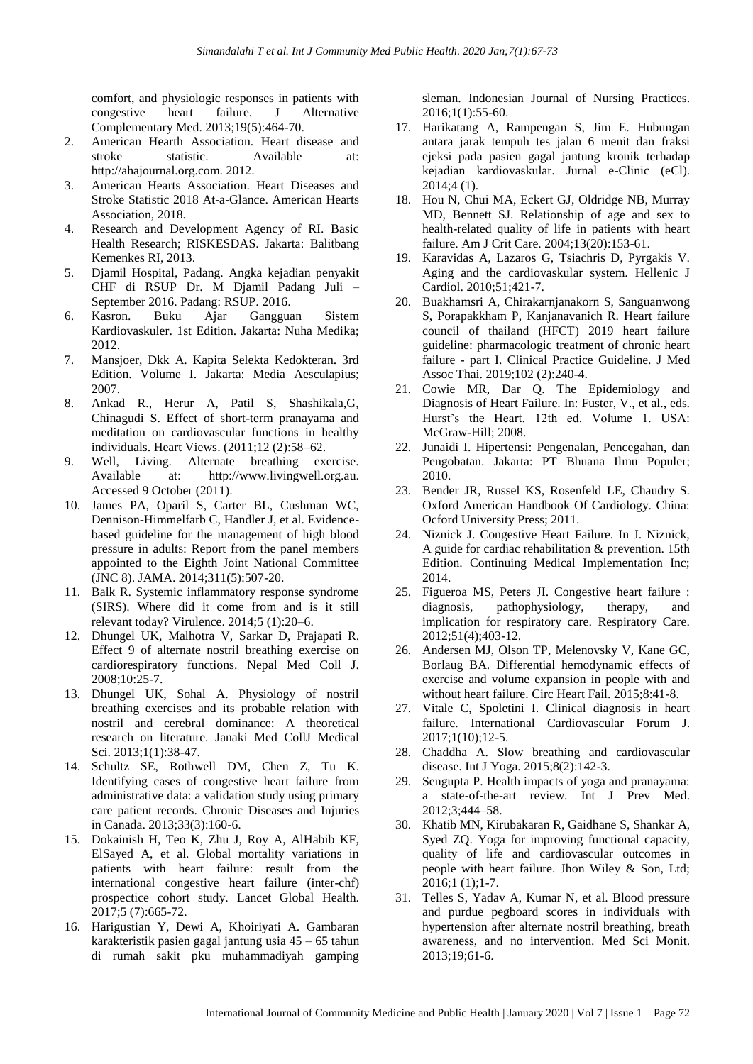comfort, and physiologic responses in patients with congestive heart failure. J Alternative Complementary Med. 2013;19(5):464-70.

2. American Hearth Association. Heart disease and stroke statistic. Available at: http://ahajournal.org.com. 2012.
3. American Hearts Association. Heart Diseases and Stroke Statistic 2018 At-a-Glance. American Hearts Association, 2018.
4. Research and Development Agency of RI. Basic Health Research; RISKESDAS. Jakarta: Balitbang Kemenkes RI, 2013.
5. Djamil Hospital, Padang. Angka kejadian penyakit CHF di RSUP Dr. M Djamil Padang Juli – September 2016. Padang: RSUP. 2016.
6. Kasron. Buku Ajar Gangguan Sistem Kardiovaskuler. 1st Edition. Jakarta: Nuha Medika; 2012.
7. Mansjoer, Dkk A. Kapita Selekta Kedokteran. 3rd Edition. Volume I. Jakarta: Media Aesculapius; 2007.
8. Ankad R., Herur A, Patil S, Shashikala,G, Chinagudi S. Effect of short-term pranayama and meditation on cardiovascular functions in healthy individuals. Heart Views. (2011;12 (2):58–62.
9. Well, Living. Alternate breathing exercise. Available at: http://www.livingwell.org.au. Accessed 9 October (2011).
10. James PA, Oparil S, Carter BL, Cushman WC, Dennison-Himmelfarb C, Handler J, et al. Evidence-based guideline for the management of high blood pressure in adults: Report from the panel members appointed to the Eighth Joint National Committee (JNC 8). JAMA. 2014;311(5):507-20.
11. Balk R. Systemic inflammatory response syndrome (SIRS). Where did it come from and is it still relevant today? Virulence. 2014;5 (1):20–6.
12. Dhungel UK, Malhotra V, Sarkar D, Prajapati R. Effect 9 of alternate nostril breathing exercise on cardiorespiratory functions. Nepal Med Coll J. 2008;10:25-7.
13. Dhungel UK, Sohal A. Physiology of nostril breathing exercises and its probable relation with nostril and cerebral dominance: A theoretical research on literature. Janaki Med CollJ Medical Sci. 2013;1(1):38-47.
14. Schultz SE, Rothwell DM, Chen Z, Tu K. Identifying cases of congestive heart failure from administrative data: a validation study using primary care patient records. Chronic Diseases and Injuries in Canada. 2013;33(3):160-6.
15. Dokainish H, Teo K, Zhu J, Roy A, AlHabib KF, ElSayed A, et al. Global mortality variations in patients with heart failure: result from the international congestive heart failure (inter-chf) prospectice cohort study. Lancet Global Health. 2017;5 (7):665-72.
16. Harigustian Y, Dewi A, Khoiriyati A. Gambaran karakteristik pasien gagal jantung usia 45 – 65 tahun di rumah sakit pku muhammadiyah gamping sleman. Indonesian Journal of Nursing Practices. 2016;1(1):55-60.
17. Harikatang A, Rampengan S, Jim E. Hubungan antara jarak tempuh tes jalan 6 menit dan fraksi ejeksi pada pasien gagal jantung kronik terhadap kejadian kardiovaskular. Jurnal e-Clinic (eCl). 2014;4 (1).
18. Hou N, Chui MA, Eckert GJ, Oldridge NB, Murray MD, Bennett SJ. Relationship of age and sex to health-related quality of life in patients with heart failure. Am J Crit Care. 2004;13(20):153-61.
19. Karavidas A, Lazaros G, Tsiachris D, Pyrgakis V. Aging and the cardiovaskular system. Hellenic J Cardiol. 2010;51;421-7.
20. Buakhamsri A, Chirakarnjanakorn S, Sanguanwong S, Porapakkham P, Kanjanavanich R. Heart failure council of thailand (HFCT) 2019 heart failure guideline: pharmacologic treatment of chronic heart failure - part I. Clinical Practice Guideline. J Med Assoc Thai. 2019;102 (2):240-4.
21. Cowie MR, Dar Q. The Epidemiology and Diagnosis of Heart Failure. In: Fuster, V., et al., eds. Hurst's the Heart. 12th ed. Volume 1. USA: McGraw-Hill; 2008.
22. Junaidi I. Hipertensi: Pengenalan, Pencegahan, dan Pengobatan. Jakarta: PT Bhuana Ilmu Populer; 2010.
23. Bender JR, Russel KS, Rosenfeld LE, Chaudry S. Oxford American Handbook Of Cardiology. China: Ocford University Press; 2011.
24. Niznick J. Congestive Heart Failure. In J. Niznick, A guide for cardiac rehabilitation & prevention. 15th Edition. Continuing Medical Implementation Inc; 2014.
25. Figueroa MS, Peters JI. Congestive heart failure : diagnosis, pathophysiology, therapy, and implication for respiratory care. Respiratory Care. 2012;51(4);403-12.
26. Andersen MJ, Olson TP, Melenovsky V, Kane GC, Borlaug BA. Differential hemodynamic effects of exercise and volume expansion in people with and without heart failure. Circ Heart Fail. 2015;8:41-8.
27. Vitale C, Spoletini I. Clinical diagnosis in heart failure. International Cardiovascular Forum J. 2017;1(10);12-5.
28. Chaddha A. Slow breathing and cardiovascular disease. Int J Yoga. 2015;8(2):142-3.
29. Sengupta P. Health impacts of yoga and pranayama: a state-of-the-art review. Int J Prev Med. 2012;3;444–58.
30. Khatib MN, Kirubakaran R, Gaidhane S, Shankar A, Syed ZQ. Yoga for improving functional capacity, quality of life and cardiovascular outcomes in people with heart failure. Jhon Wiley & Son, Ltd; 2016;1 (1);1-7.
31. Telles S, Yadav A, Kumar N, et al. Blood pressure and purdue pegboard scores in individuals with hypertension after alternate nostril breathing, breath awareness, and no intervention. Med Sci Monit. 2013;19;61-6.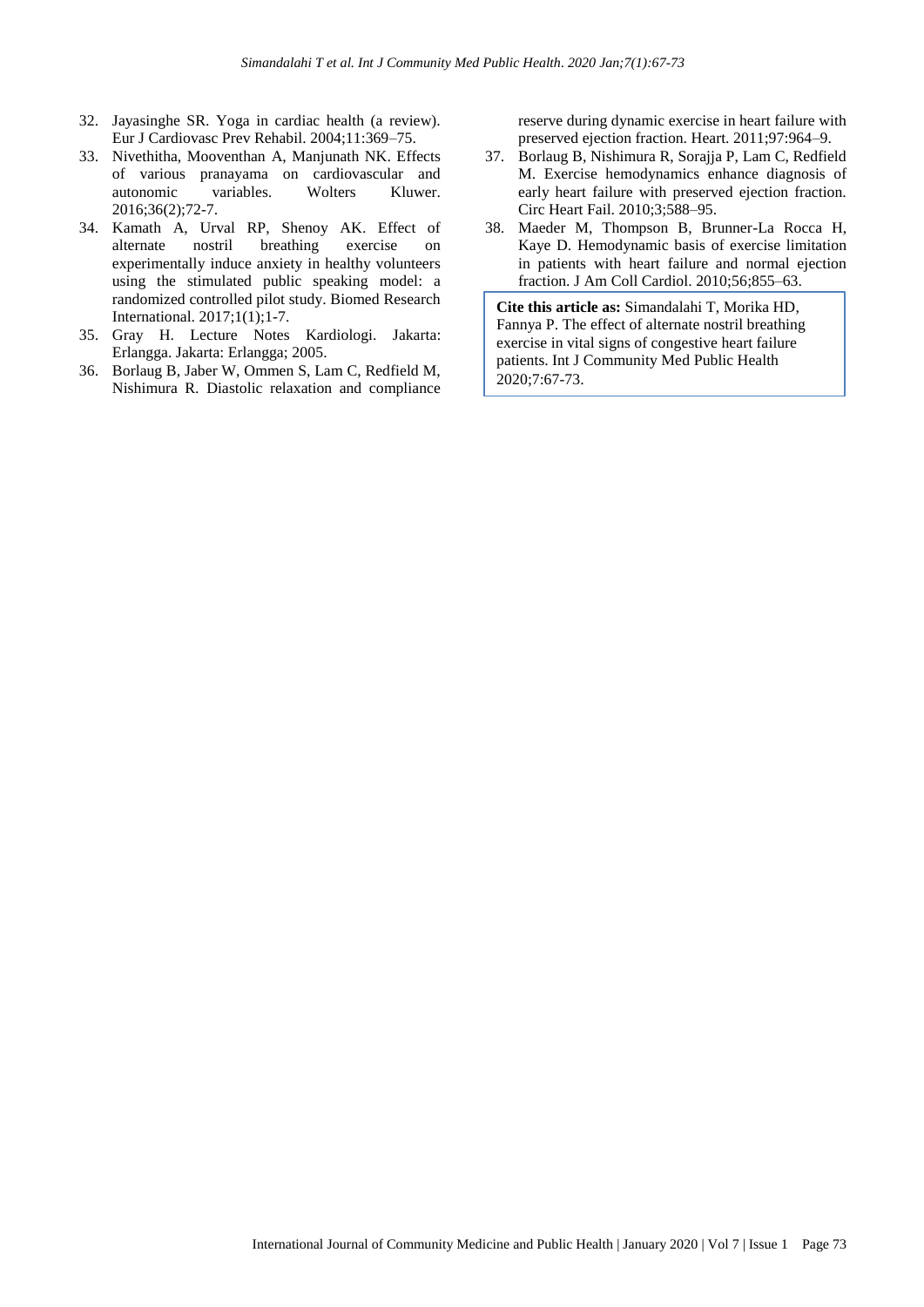32. Jayasinghe SR. Yoga in cardiac health (a review). Eur J Cardiovasc Prev Rehabil. 2004;11:369–75.
33. Nivethitha, Mooventhan A, Manjunath NK. Effects of various pranayama on cardiovascular and autonomic variables. Wolters Kluwer. 2016;36(2);72-7.
34. Kamath A, Urval RP, Shenoy AK. Effect of alternate nostril breathing exercise on experimentally induce anxiety in healthy volunteers using the stimulated public speaking model: a randomized controlled pilot study. Biomed Research International. 2017;1(1);1-7.
35. Gray H. Lecture Notes Kardiologi. Jakarta: Erlangga. Jakarta: Erlangga; 2005.
36. Borlaug B, Jaber W, Ommen S, Lam C, Redfield M, Nishimura R. Diastolic relaxation and compliance reserve during dynamic exercise in heart failure with preserved ejection fraction. Heart. 2011;97:964–9.
37. Borlaug B, Nishimura R, Sorajja P, Lam C, Redfield M. Exercise hemodynamics enhance diagnosis of early heart failure with preserved ejection fraction. Circ Heart Fail. 2010;3;588–95.
38. Maeder M, Thompson B, Brunner-La Rocca H, Kaye D. Hemodynamic basis of exercise limitation in patients with heart failure and normal ejection fraction. J Am Coll Cardiol. 2010;56;855–63.

**Cite this article as:** Simandalahi T, Morika HD, Fannya P. The effect of alternate nostril breathing exercise in vital signs of congestive heart failure patients. Int J Community Med Public Health 2020;7:67-73.